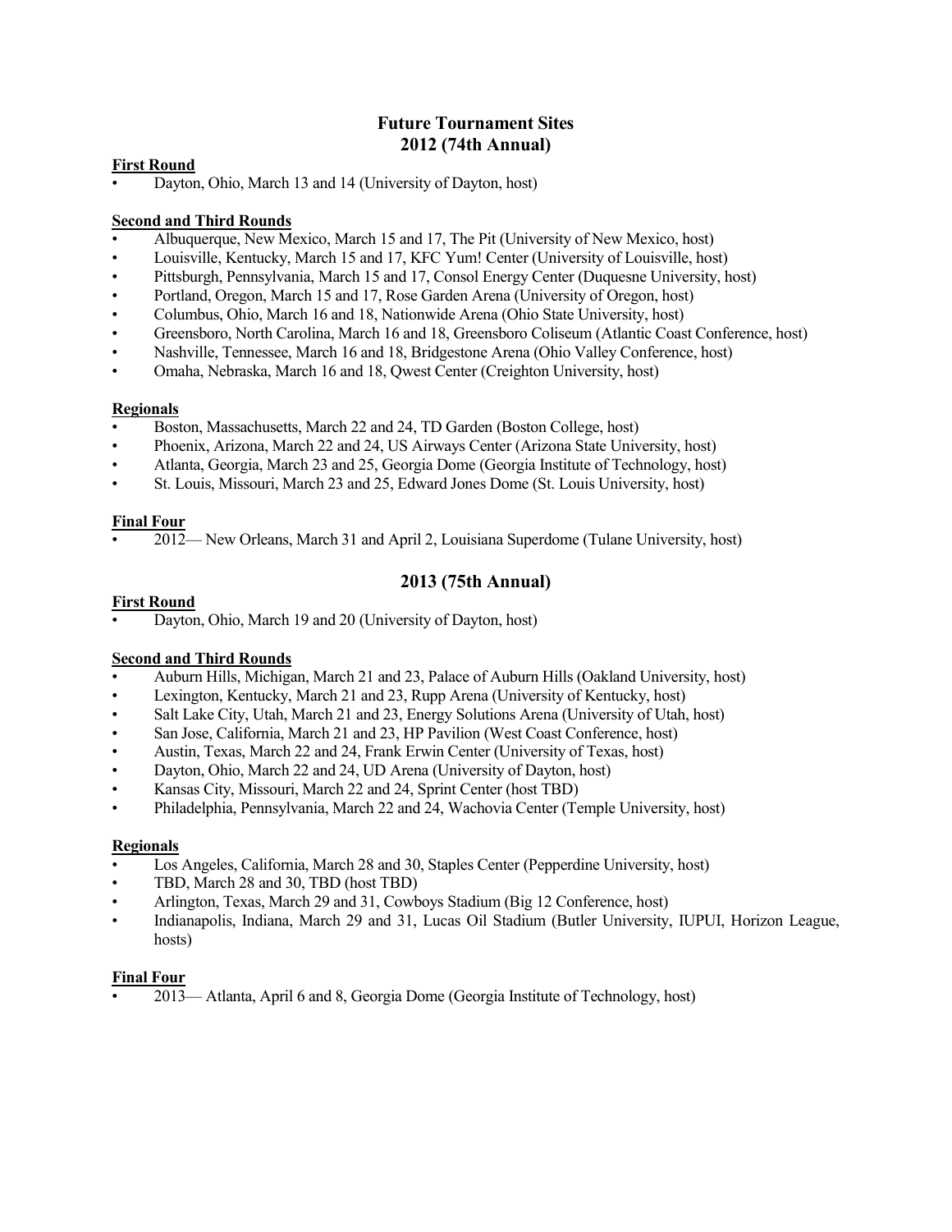# Future Tournament Sites

## 2012 (74th Annual)

**First Round**

- Dayton, Ohio, March 13 and 14 (University of Dayton, host)

**Second and Third Rounds**

- Albuquerque, New Mexico, March 15 and 17, The Pit (University of New Mexico, host)
- Louisville, Kentucky, March 15 and 17, KFC Yum! Center (University of Louisville, host)
- Pittsburgh, Pennsylvania, March 15 and 17, Consol Energy Center (Duquesne University, host)
- Portland, Oregon, March 15 and 17, Rose Garden Arena (University of Oregon, host)
- Columbus, Ohio, March 16 and 18, Nationwide Arena (Ohio State University, host)
- Greensboro, North Carolina, March 16 and 18, Greensboro Coliseum (Atlantic Coast Conference, host)
- Nashville, Tennessee, March 16 and 18, Bridgestone Arena (Ohio Valley Conference, host)
- Omaha, Nebraska, March 16 and 18, Qwest Center (Creighton University, host)

**Regionals**

- Boston, Massachusetts, March 22 and 24, TD Garden (Boston College, host)
- Phoenix, Arizona, March 22 and 24, US Airways Center (Arizona State University, host)
- Atlanta, Georgia, March 23 and 25, Georgia Dome (Georgia Institute of Technology, host)
- St. Louis, Missouri, March 23 and 25, Edward Jones Dome (St. Louis University, host)

**Final Four**

- 2012— New Orleans, March 31 and April 2, Louisiana Superdome (Tulane University, host)

## 2013 (75th Annual)

**First Round**

- Dayton, Ohio, March 19 and 20 (University of Dayton, host)

**Second and Third Rounds**

- Auburn Hills, Michigan, March 21 and 23, Palace of Auburn Hills (Oakland University, host)
- Lexington, Kentucky, March 21 and 23, Rupp Arena (University of Kentucky, host)
- Salt Lake City, Utah, March 21 and 23, Energy Solutions Arena (University of Utah, host)
- San Jose, California, March 21 and 23, HP Pavilion (West Coast Conference, host)
- Austin, Texas, March 22 and 24, Frank Erwin Center (University of Texas, host)
- Dayton, Ohio, March 22 and 24, UD Arena (University of Dayton, host)
- Kansas City, Missouri, March 22 and 24, Sprint Center (host TBD)
- Philadelphia, Pennsylvania, March 22 and 24, Wachovia Center (Temple University, host)

**Regionals**

- Los Angeles, California, March 28 and 30, Staples Center (Pepperdine University, host)
- TBD, March 28 and 30, TBD (host TBD)
- Arlington, Texas, March 29 and 31, Cowboys Stadium (Big 12 Conference, host)
- Indianapolis, Indiana, March 29 and 31, Lucas Oil Stadium (Butler University, IUPUI, Horizon League, hosts)

**Final Four**

- 2013— Atlanta, April 6 and 8, Georgia Dome (Georgia Institute of Technology, host)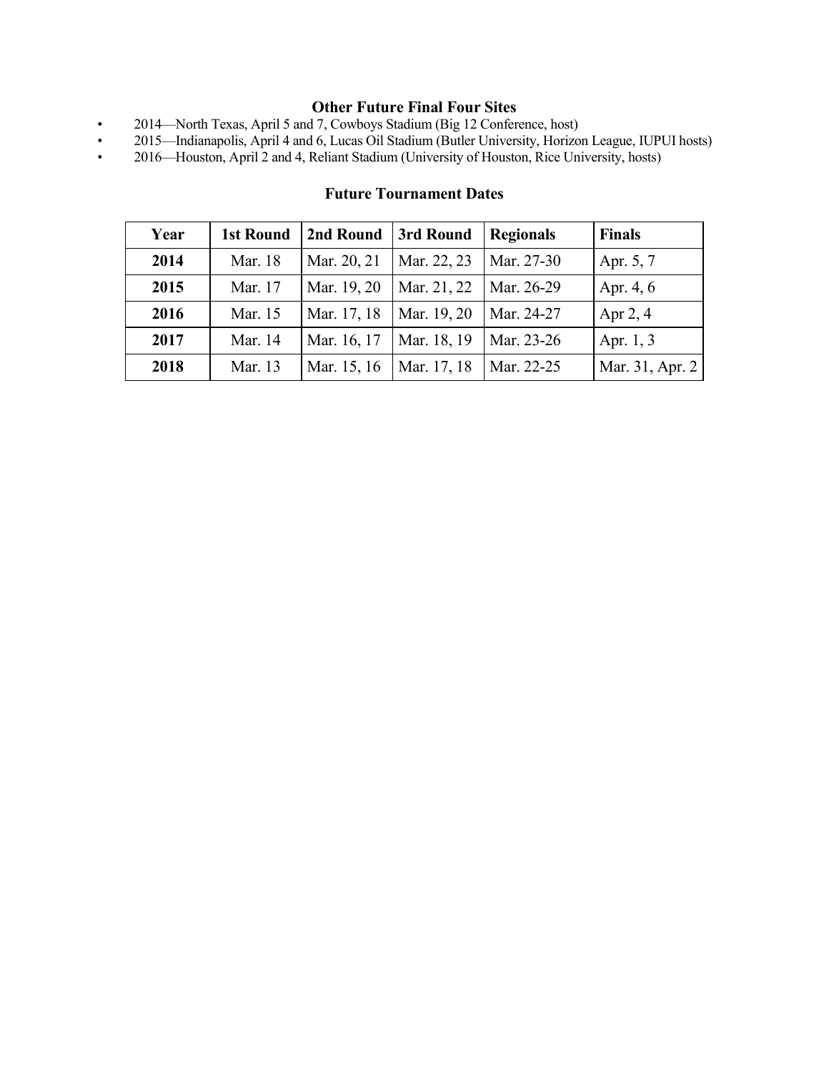### Other Future Final Four Sites

- 2014—North Texas, April 5 and 7, Cowboys Stadium (Big 12 Conference, host)
- 2015—Indianapolis, April 4 and 6, Lucas Oil Stadium (Butler University, Horizon League, IUPUI hosts)
- 2016—Houston, April 2 and 4, Reliant Stadium (University of Houston, Rice University, hosts)

### Future Tournament Dates

| Year | 1st Round | 2nd Round | 3rd Round | Regionals | Finals |
|---|---|---|---|---|---|
| **2014** | Mar. 18 | Mar. 20, 21 | Mar. 22, 23 | Mar. 27-30 | Apr. 5, 7 |
| **2015** | Mar. 17 | Mar. 19, 20 | Mar. 21, 22 | Mar. 26-29 | Apr. 4, 6 |
| **2016** | Mar. 15 | Mar. 17, 18 | Mar. 19, 20 | Mar. 24-27 | Apr 2, 4 |
| **2017** | Mar. 14 | Mar. 16, 17 | Mar. 18, 19 | Mar. 23-26 | Apr. 1, 3 |
| **2018** | Mar. 13 | Mar. 15, 16 | Mar. 17, 18 | Mar. 22-25 | Mar. 31, Apr. 2 |